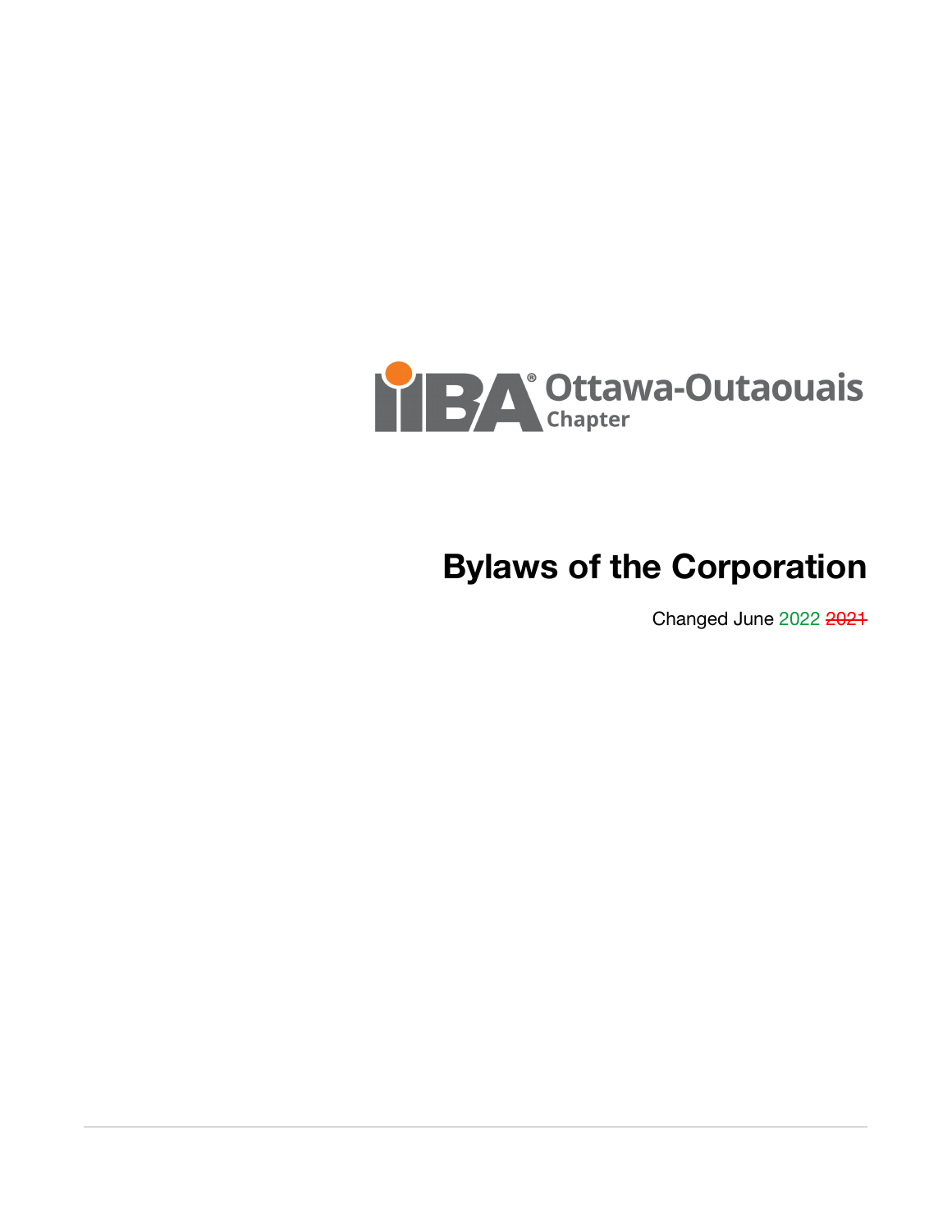IIBA® Ottawa-Outaouais Chapter

# Bylaws of the Corporation

Changed June 2022 ~~2021~~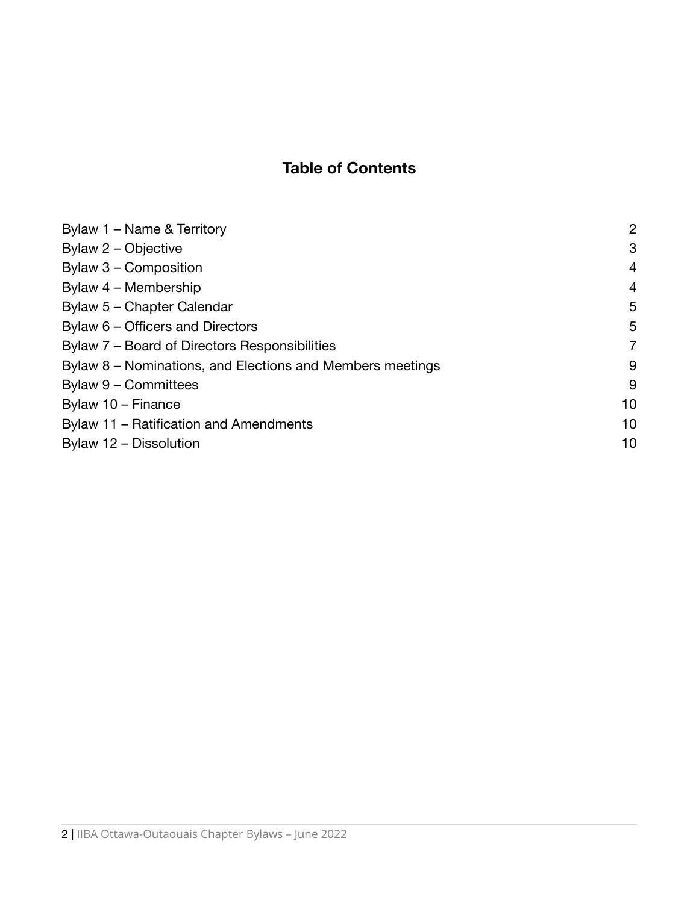# Table of Contents

| | |
|---|---|
| Bylaw 1 – Name & Territory | 2 |
| Bylaw 2 – Objective | 3 |
| Bylaw 3 – Composition | 4 |
| Bylaw 4 – Membership | 4 |
| Bylaw 5 – Chapter Calendar | 5 |
| Bylaw 6 – Officers and Directors | 5 |
| Bylaw 7 – Board of Directors Responsibilities | 7 |
| Bylaw 8 – Nominations, and Elections and Members meetings | 9 |
| Bylaw 9 – Committees | 9 |
| Bylaw 10 – Finance | 10 |
| Bylaw 11 – Ratification and Amendments | 10 |
| Bylaw 12 – Dissolution | 10 |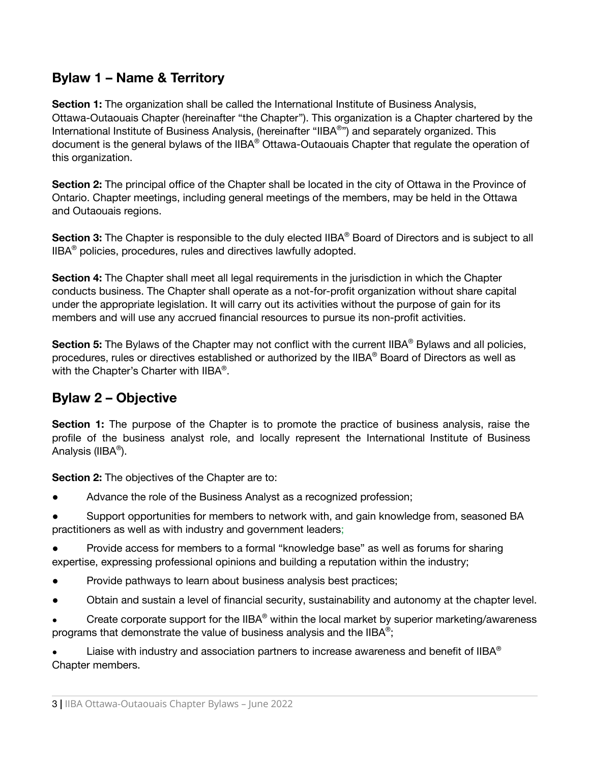## Bylaw 1 – Name & Territory

**Section 1:** The organization shall be called the International Institute of Business Analysis, Ottawa-Outaouais Chapter (hereinafter "the Chapter"). This organization is a Chapter chartered by the International Institute of Business Analysis, (hereinafter "IIBA®") and separately organized. This document is the general bylaws of the IIBA® Ottawa-Outaouais Chapter that regulate the operation of this organization.

**Section 2:** The principal office of the Chapter shall be located in the city of Ottawa in the Province of Ontario. Chapter meetings, including general meetings of the members, may be held in the Ottawa and Outaouais regions.

**Section 3:** The Chapter is responsible to the duly elected IIBA® Board of Directors and is subject to all IIBA® policies, procedures, rules and directives lawfully adopted.

**Section 4:** The Chapter shall meet all legal requirements in the jurisdiction in which the Chapter conducts business. The Chapter shall operate as a not-for-profit organization without share capital under the appropriate legislation. It will carry out its activities without the purpose of gain for its members and will use any accrued financial resources to pursue its non-profit activities.

**Section 5:** The Bylaws of the Chapter may not conflict with the current IIBA® Bylaws and all policies, procedures, rules or directives established or authorized by the IIBA® Board of Directors as well as with the Chapter's Charter with IIBA®.

## Bylaw 2 – Objective

**Section 1:** The purpose of the Chapter is to promote the practice of business analysis, raise the profile of the business analyst role, and locally represent the International Institute of Business Analysis (IIBA®).

**Section 2:** The objectives of the Chapter are to:

- Advance the role of the Business Analyst as a recognized profession;
- Support opportunities for members to network with, and gain knowledge from, seasoned BA practitioners as well as with industry and government leaders;
- Provide access for members to a formal "knowledge base" as well as forums for sharing expertise, expressing professional opinions and building a reputation within the industry;
- Provide pathways to learn about business analysis best practices;
- Obtain and sustain a level of financial security, sustainability and autonomy at the chapter level.
- Create corporate support for the IIBA® within the local market by superior marketing/awareness programs that demonstrate the value of business analysis and the IIBA®;
- Liaise with industry and association partners to increase awareness and benefit of IIBA® Chapter members.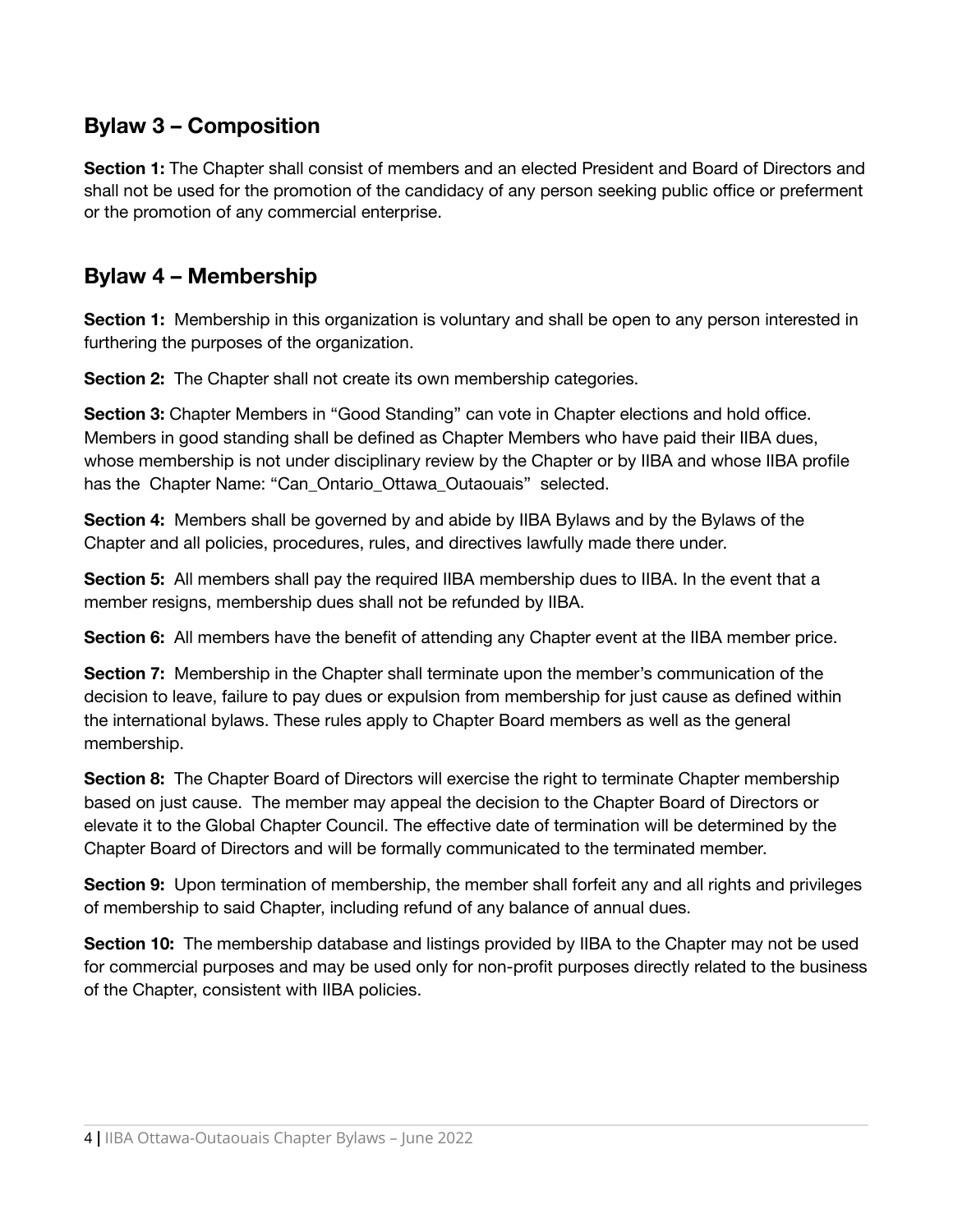## Bylaw 3 – Composition

**Section 1:** The Chapter shall consist of members and an elected President and Board of Directors and shall not be used for the promotion of the candidacy of any person seeking public office or preferment or the promotion of any commercial enterprise.

## Bylaw 4 – Membership

**Section 1:** Membership in this organization is voluntary and shall be open to any person interested in furthering the purposes of the organization.

**Section 2:** The Chapter shall not create its own membership categories.

**Section 3:** Chapter Members in "Good Standing" can vote in Chapter elections and hold office. Members in good standing shall be defined as Chapter Members who have paid their IIBA dues, whose membership is not under disciplinary review by the Chapter or by IIBA and whose IIBA profile has the Chapter Name: "Can_Ontario_Ottawa_Outaouais" selected.

**Section 4:** Members shall be governed by and abide by IIBA Bylaws and by the Bylaws of the Chapter and all policies, procedures, rules, and directives lawfully made there under.

**Section 5:** All members shall pay the required IIBA membership dues to IIBA. In the event that a member resigns, membership dues shall not be refunded by IIBA.

**Section 6:** All members have the benefit of attending any Chapter event at the IIBA member price.

**Section 7:** Membership in the Chapter shall terminate upon the member's communication of the decision to leave, failure to pay dues or expulsion from membership for just cause as defined within the international bylaws. These rules apply to Chapter Board members as well as the general membership.

**Section 8:** The Chapter Board of Directors will exercise the right to terminate Chapter membership based on just cause. The member may appeal the decision to the Chapter Board of Directors or elevate it to the Global Chapter Council. The effective date of termination will be determined by the Chapter Board of Directors and will be formally communicated to the terminated member.

**Section 9:** Upon termination of membership, the member shall forfeit any and all rights and privileges of membership to said Chapter, including refund of any balance of annual dues.

**Section 10:** The membership database and listings provided by IIBA to the Chapter may not be used for commercial purposes and may be used only for non-profit purposes directly related to the business of the Chapter, consistent with IIBA policies.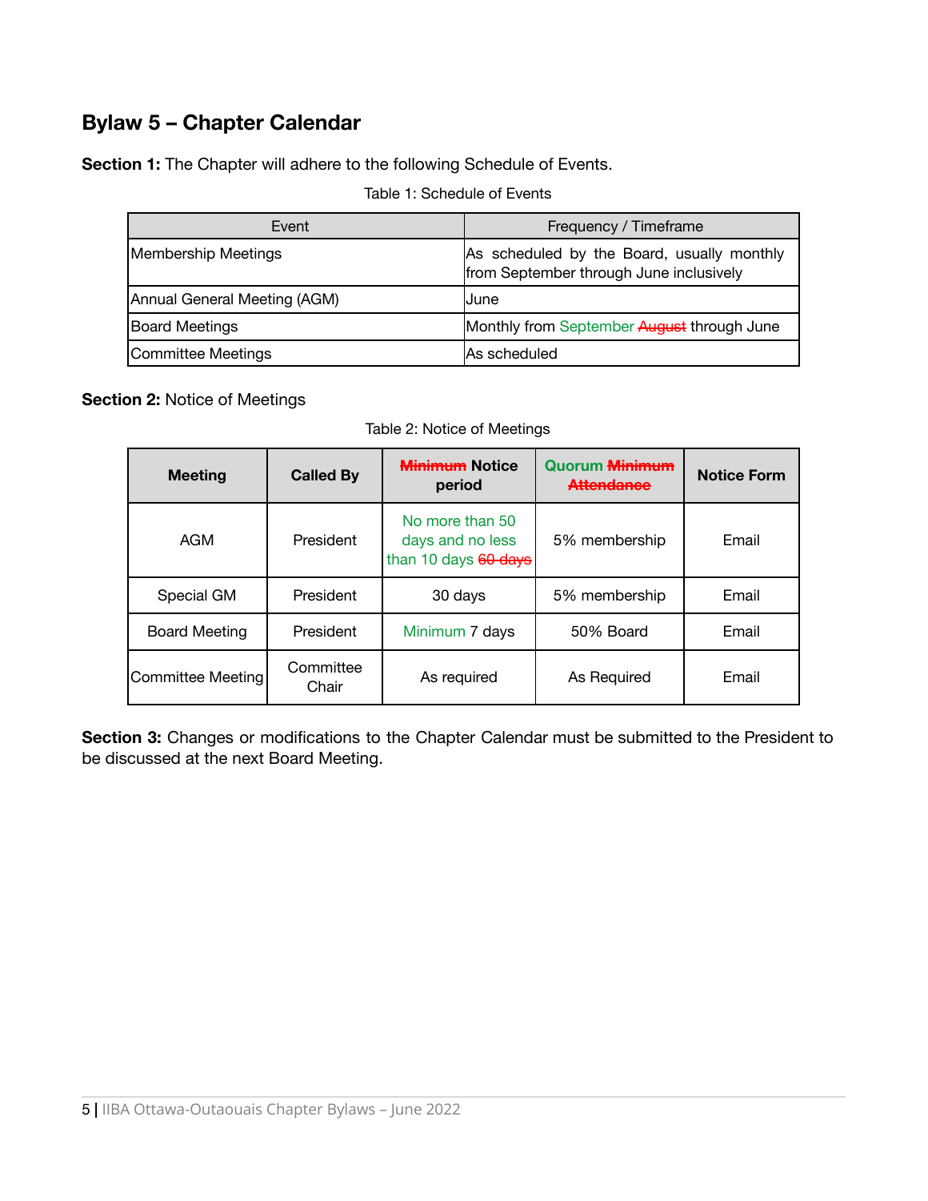## Bylaw 5 – Chapter Calendar

**Section 1:** The Chapter will adhere to the following Schedule of Events.

Table 1: Schedule of Events

| Event | Frequency / Timeframe |
|---|---|
| Membership Meetings | As scheduled by the Board, usually monthly from September through June inclusively |
| Annual General Meeting (AGM) | June |
| Board Meetings | Monthly from September ~~August~~ through June |
| Committee Meetings | As scheduled |

**Section 2:** Notice of Meetings

Table 2: Notice of Meetings

| Meeting | Called By | ~~Minimum~~ Notice period | Quorum ~~Minimum Attendance~~ | Notice Form |
|---|---|---|---|---|
| AGM | President | No more than 50 days and no less than 10 days ~~60 days~~ | 5% membership | Email |
| Special GM | President | 30 days | 5% membership | Email |
| Board Meeting | President | Minimum 7 days | 50% Board | Email |
| Committee Meeting | Committee Chair | As required | As Required | Email |

**Section 3:** Changes or modifications to the Chapter Calendar must be submitted to the President to be discussed at the next Board Meeting.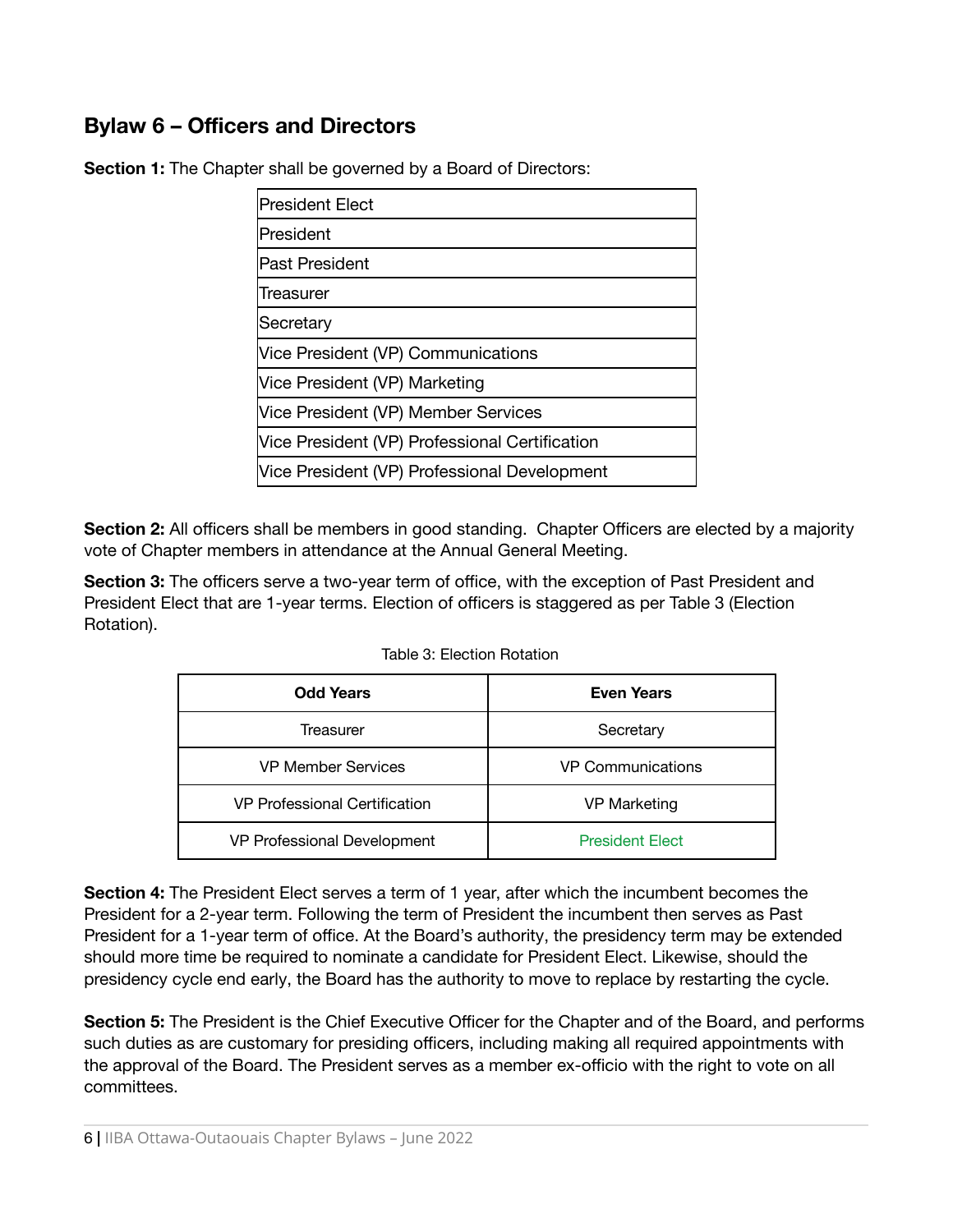## Bylaw 6 – Officers and Directors

**Section 1:** The Chapter shall be governed by a Board of Directors:

| |
|---|
| President Elect |
| President |
| Past President |
| Treasurer |
| Secretary |
| Vice President (VP) Communications |
| Vice President (VP) Marketing |
| Vice President (VP) Member Services |
| Vice President (VP) Professional Certification |
| Vice President (VP) Professional Development |

**Section 2:** All officers shall be members in good standing. Chapter Officers are elected by a majority vote of Chapter members in attendance at the Annual General Meeting.

**Section 3:** The officers serve a two-year term of office, with the exception of Past President and President Elect that are 1-year terms. Election of officers is staggered as per Table 3 (Election Rotation).

Table 3: Election Rotation

| Odd Years | Even Years |
|---|---|
| Treasurer | Secretary |
| VP Member Services | VP Communications |
| VP Professional Certification | VP Marketing |
| VP Professional Development | President Elect |

**Section 4:** The President Elect serves a term of 1 year, after which the incumbent becomes the President for a 2-year term. Following the term of President the incumbent then serves as Past President for a 1-year term of office. At the Board's authority, the presidency term may be extended should more time be required to nominate a candidate for President Elect. Likewise, should the presidency cycle end early, the Board has the authority to move to replace by restarting the cycle.

**Section 5:** The President is the Chief Executive Officer for the Chapter and of the Board, and performs such duties as are customary for presiding officers, including making all required appointments with the approval of the Board. The President serves as a member ex-officio with the right to vote on all committees.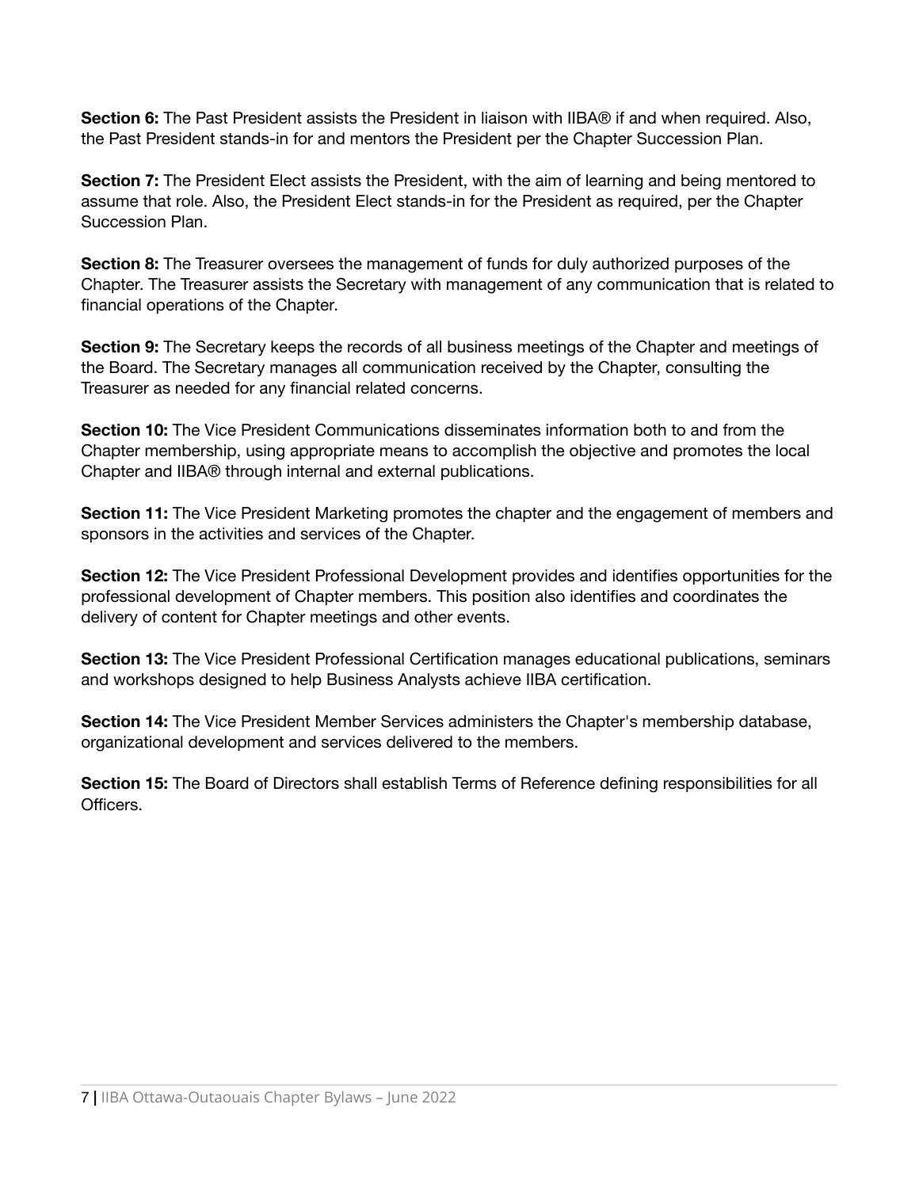**Section 6:** The Past President assists the President in liaison with IIBA® if and when required. Also, the Past President stands-in for and mentors the President per the Chapter Succession Plan.

**Section 7:** The President Elect assists the President, with the aim of learning and being mentored to assume that role. Also, the President Elect stands-in for the President as required, per the Chapter Succession Plan.

**Section 8:** The Treasurer oversees the management of funds for duly authorized purposes of the Chapter. The Treasurer assists the Secretary with management of any communication that is related to financial operations of the Chapter.

**Section 9:** The Secretary keeps the records of all business meetings of the Chapter and meetings of the Board. The Secretary manages all communication received by the Chapter, consulting the Treasurer as needed for any financial related concerns.

**Section 10:** The Vice President Communications disseminates information both to and from the Chapter membership, using appropriate means to accomplish the objective and promotes the local Chapter and IIBA® through internal and external publications.

**Section 11:** The Vice President Marketing promotes the chapter and the engagement of members and sponsors in the activities and services of the Chapter.

**Section 12:** The Vice President Professional Development provides and identifies opportunities for the professional development of Chapter members. This position also identifies and coordinates the delivery of content for Chapter meetings and other events.

**Section 13:** The Vice President Professional Certification manages educational publications, seminars and workshops designed to help Business Analysts achieve IIBA certification.

**Section 14:** The Vice President Member Services administers the Chapter's membership database, organizational development and services delivered to the members.

**Section 15:** The Board of Directors shall establish Terms of Reference defining responsibilities for all Officers.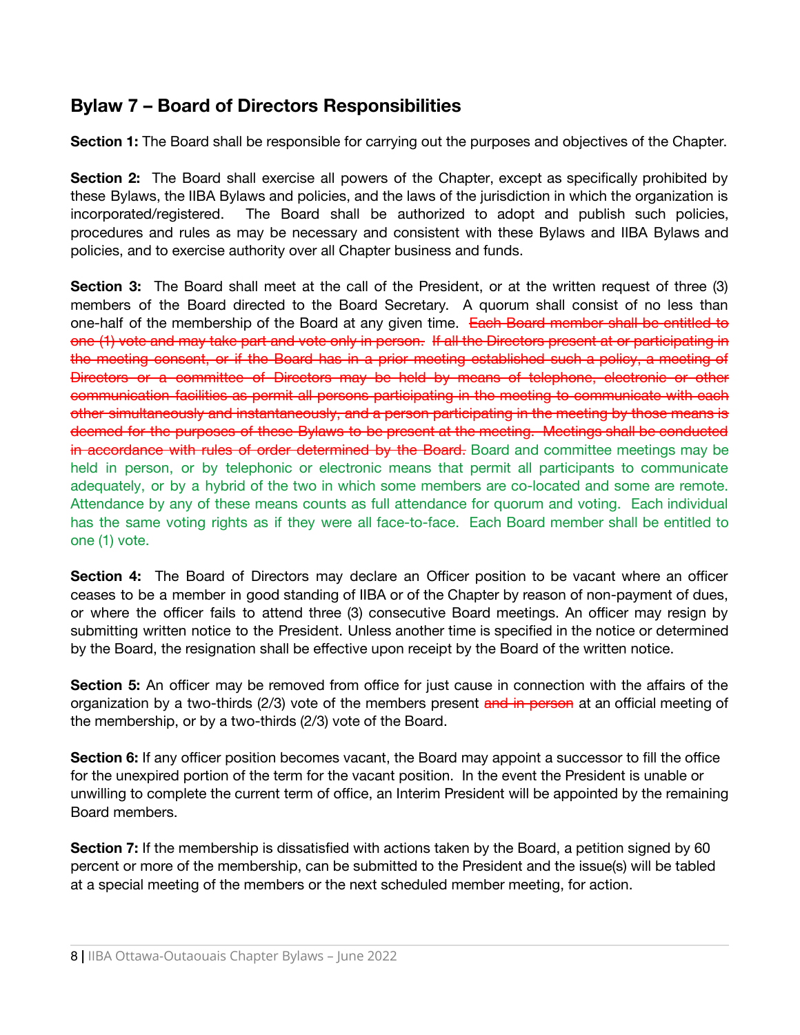## Bylaw 7 – Board of Directors Responsibilities

**Section 1:** The Board shall be responsible for carrying out the purposes and objectives of the Chapter.

**Section 2:** The Board shall exercise all powers of the Chapter, except as specifically prohibited by these Bylaws, the IIBA Bylaws and policies, and the laws of the jurisdiction in which the organization is incorporated/registered. The Board shall be authorized to adopt and publish such policies, procedures and rules as may be necessary and consistent with these Bylaws and IIBA Bylaws and policies, and to exercise authority over all Chapter business and funds.

**Section 3:** The Board shall meet at the call of the President, or at the written request of three (3) members of the Board directed to the Board Secretary. A quorum shall consist of no less than one-half of the membership of the Board at any given time. ~~Each Board member shall be entitled to one (1) vote and may take part and vote only in person. If all the Directors present at or participating in the meeting consent, or if the Board has in a prior meeting established such a policy, a meeting of Directors or a committee of Directors may be held by means of telephone, electronic or other communication facilities as permit all persons participating in the meeting to communicate with each other simultaneously and instantaneously, and a person participating in the meeting by those means is deemed for the purposes of these Bylaws to be present at the meeting. Meetings shall be conducted in accordance with rules of order determined by the Board.~~ Board and committee meetings may be held in person, or by telephonic or electronic means that permit all participants to communicate adequately, or by a hybrid of the two in which some members are co-located and some are remote. Attendance by any of these means counts as full attendance for quorum and voting. Each individual has the same voting rights as if they were all face-to-face. Each Board member shall be entitled to one (1) vote.

**Section 4:** The Board of Directors may declare an Officer position to be vacant where an officer ceases to be a member in good standing of IIBA or of the Chapter by reason of non-payment of dues, or where the officer fails to attend three (3) consecutive Board meetings. An officer may resign by submitting written notice to the President. Unless another time is specified in the notice or determined by the Board, the resignation shall be effective upon receipt by the Board of the written notice.

**Section 5:** An officer may be removed from office for just cause in connection with the affairs of the organization by a two-thirds (2/3) vote of the members present ~~and in person~~ at an official meeting of the membership, or by a two-thirds (2/3) vote of the Board.

**Section 6:** If any officer position becomes vacant, the Board may appoint a successor to fill the office for the unexpired portion of the term for the vacant position. In the event the President is unable or unwilling to complete the current term of office, an Interim President will be appointed by the remaining Board members.

**Section 7:** If the membership is dissatisfied with actions taken by the Board, a petition signed by 60 percent or more of the membership, can be submitted to the President and the issue(s) will be tabled at a special meeting of the members or the next scheduled member meeting, for action.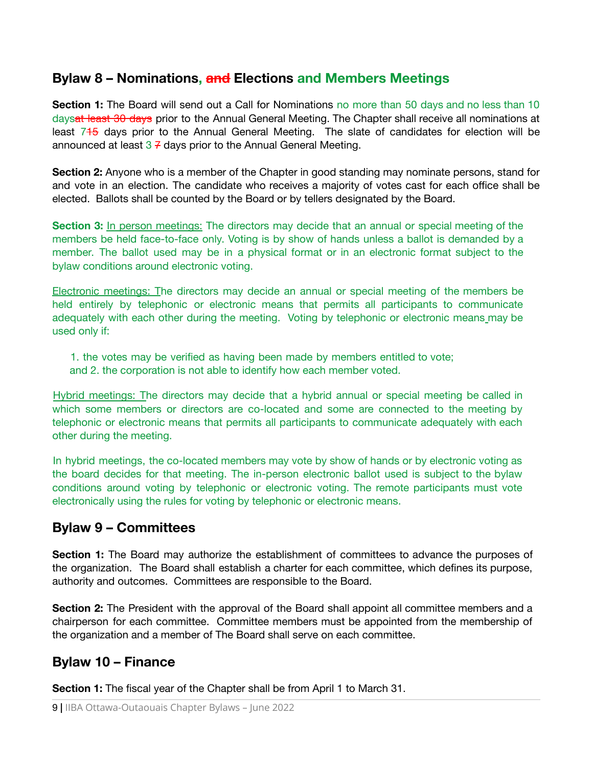## Bylaw 8 – Nominations, ~~and~~ Elections and Members Meetings

**Section 1:** The Board will send out a Call for Nominations no more than 50 days and no less than 10 days~~at least 30 days~~ prior to the Annual General Meeting. The Chapter shall receive all nominations at least 7~~15~~ days prior to the Annual General Meeting. The slate of candidates for election will be announced at least 3 ~~7~~ days prior to the Annual General Meeting.

**Section 2:** Anyone who is a member of the Chapter in good standing may nominate persons, stand for and vote in an election. The candidate who receives a majority of votes cast for each office shall be elected. Ballots shall be counted by the Board or by tellers designated by the Board.

**Section 3:** In person meetings: The directors may decide that an annual or special meeting of the members be held face-to-face only. Voting is by show of hands unless a ballot is demanded by a member. The ballot used may be in a physical format or in an electronic format subject to the bylaw conditions around electronic voting.

Electronic meetings: The directors may decide an annual or special meeting of the members be held entirely by telephonic or electronic means that permits all participants to communicate adequately with each other during the meeting. Voting by telephonic or electronic means may be used only if:

1. the votes may be verified as having been made by members entitled to vote;

and 2. the corporation is not able to identify how each member voted.

Hybrid meetings: The directors may decide that a hybrid annual or special meeting be called in which some members or directors are co-located and some are connected to the meeting by telephonic or electronic means that permits all participants to communicate adequately with each other during the meeting.

In hybrid meetings, the co-located members may vote by show of hands or by electronic voting as the board decides for that meeting. The in-person electronic ballot used is subject to the bylaw conditions around voting by telephonic or electronic voting. The remote participants must vote electronically using the rules for voting by telephonic or electronic means.

## Bylaw 9 – Committees

**Section 1:** The Board may authorize the establishment of committees to advance the purposes of the organization. The Board shall establish a charter for each committee, which defines its purpose, authority and outcomes. Committees are responsible to the Board.

**Section 2:** The President with the approval of the Board shall appoint all committee members and a chairperson for each committee. Committee members must be appointed from the membership of the organization and a member of The Board shall serve on each committee.

## Bylaw 10 – Finance

**Section 1:** The fiscal year of the Chapter shall be from April 1 to March 31.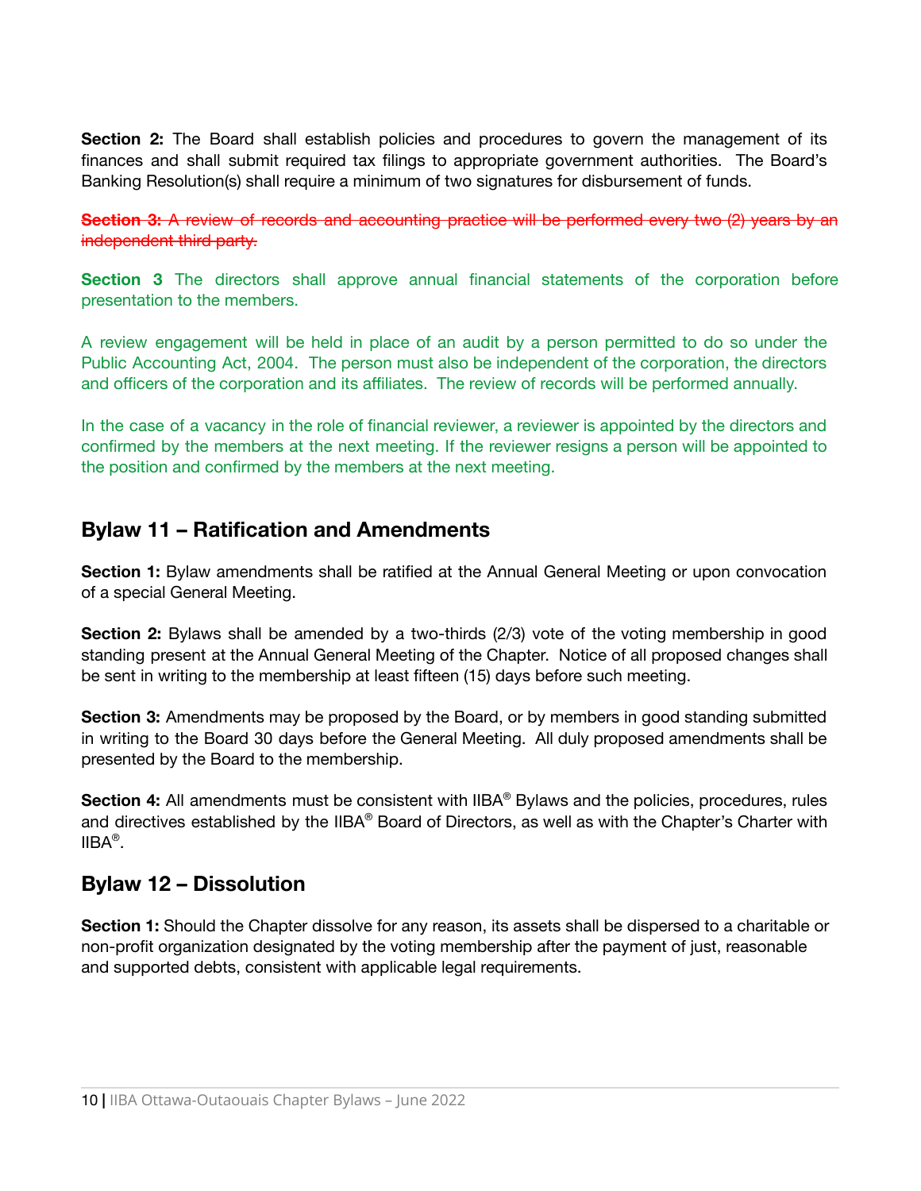**Section 2:** The Board shall establish policies and procedures to govern the management of its finances and shall submit required tax filings to appropriate government authorities.  The Board's Banking Resolution(s) shall require a minimum of two signatures for disbursement of funds.

~~**Section 3:** A review of records and accounting practice will be performed every two (2) years by an independent third party.~~

**Section 3** The directors shall approve annual financial statements of the corporation before presentation to the members.

A review engagement will be held in place of an audit by a person permitted to do so under the Public Accounting Act, 2004.  The person must also be independent of the corporation, the directors and officers of the corporation and its affiliates.  The review of records will be performed annually.

In the case of a vacancy in the role of financial reviewer, a reviewer is appointed by the directors and confirmed by the members at the next meeting. If the reviewer resigns a person will be appointed to the position and confirmed by the members at the next meeting.

## Bylaw 11 – Ratification and Amendments

**Section 1:** Bylaw amendments shall be ratified at the Annual General Meeting or upon convocation of a special General Meeting.

**Section 2:** Bylaws shall be amended by a two-thirds (2/3) vote of the voting membership in good standing present at the Annual General Meeting of the Chapter.  Notice of all proposed changes shall be sent in writing to the membership at least fifteen (15) days before such meeting.

**Section 3:** Amendments may be proposed by the Board, or by members in good standing submitted in writing to the Board 30 days before the General Meeting.  All duly proposed amendments shall be presented by the Board to the membership.

**Section 4:** All amendments must be consistent with IIBA® Bylaws and the policies, procedures, rules and directives established by the IIBA® Board of Directors, as well as with the Chapter's Charter with IIBA®.

## Bylaw 12 – Dissolution

**Section 1:** Should the Chapter dissolve for any reason, its assets shall be dispersed to a charitable or non-profit organization designated by the voting membership after the payment of just, reasonable and supported debts, consistent with applicable legal requirements.